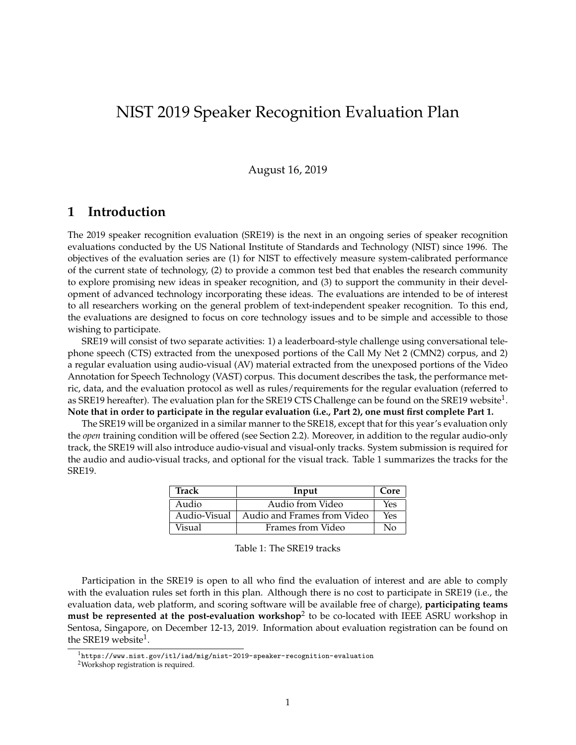# NIST 2019 Speaker Recognition Evaluation Plan

August 16, 2019

## 1 Introduction

The 2019 speaker recognition evaluation (SRE19) is the next in an ongoing series of speaker recognition evaluations conducted by the US National Institute of Standards and Technology (NIST) since 1996. The objectives of the evaluation series are (1) for NIST to effectively measure system-calibrated performance of the current state of technology, (2) to provide a common test bed that enables the research community to explore promising new ideas in speaker recognition, and (3) to support the community in their development of advanced technology incorporating these ideas. The evaluations are intended to be of interest to all researchers working on the general problem of text-independent speaker recognition. To this end, the evaluations are designed to focus on core technology issues and to be simple and accessible to those wishing to participate.

SRE19 will consist of two separate activities: 1) a leaderboard-style challenge using conversational telephone speech (CTS) extracted from the unexposed portions of the Call My Net 2 (CMN2) corpus, and 2) a regular evaluation using audio-visual (AV) material extracted from the unexposed portions of the Video Annotation for Speech Technology (VAST) corpus. This document describes the task, the performance metric, data, and the evaluation protocol as well as rules/requirements for the regular evaluation (referred to as SRE19 hereafter). The evaluation plan for the SRE19 CTS Challenge can be found on the SRE19 website[1]. **Note that in order to participate in the regular evaluation (i.e., Part 2), one must first complete Part 1.**

The SRE19 will be organized in a similar manner to the SRE18, except that for this year's evaluation only the *open* training condition will be offered (see Section 2.2). Moreover, in addition to the regular audio-only track, the SRE19 will also introduce audio-visual and visual-only tracks. System submission is required for the audio and audio-visual tracks, and optional for the visual track. Table 1 summarizes the tracks for the SRE19.

| Track | Input | Core |
|---|---|---|
| Audio | Audio from Video | Yes |
| Audio-Visual | Audio and Frames from Video | Yes |
| Visual | Frames from Video | No |

Table 1: The SRE19 tracks

Participation in the SRE19 is open to all who find the evaluation of interest and are able to comply with the evaluation rules set forth in this plan. Although there is no cost to participate in SRE19 (i.e., the evaluation data, web platform, and scoring software will be available free of charge), **participating teams must be represented at the post-evaluation workshop**[2] to be co-located with IEEE ASRU workshop in Sentosa, Singapore, on December 12-13, 2019. Information about evaluation registration can be found on the SRE19 website[1].

[1] https://www.nist.gov/itl/iad/mig/nist-2019-speaker-recognition-evaluation

[2] Workshop registration is required.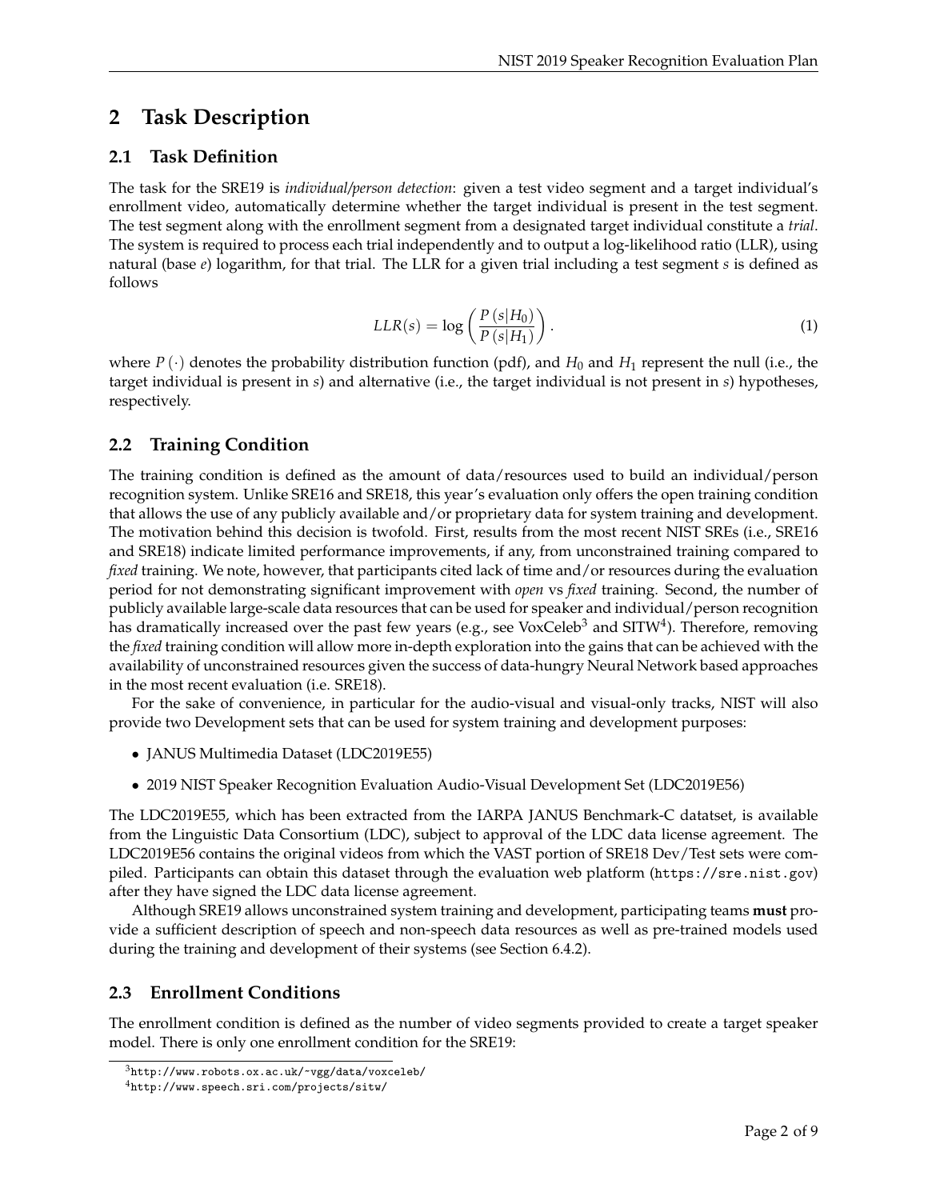# 2 Task Description

## 2.1 Task Definition

The task for the SRE19 is *individual/person detection*: given a test video segment and a target individual's enrollment video, automatically determine whether the target individual is present in the test segment. The test segment along with the enrollment segment from a designated target individual constitute a *trial*. The system is required to process each trial independently and to output a log-likelihood ratio (LLR), using natural (base $e$) logarithm, for that trial. The LLR for a given trial including a test segment $s$ is defined as follows

$$LLR(s) = \log\left(\frac{P(s|H_0)}{P(s|H_1)}\right). \tag{1}$$

where $P(\cdot)$ denotes the probability distribution function (pdf), and $H_0$ and $H_1$ represent the null (i.e., the target individual is present in $s$) and alternative (i.e., the target individual is not present in $s$) hypotheses, respectively.

## 2.2 Training Condition

The training condition is defined as the amount of data/resources used to build an individual/person recognition system. Unlike SRE16 and SRE18, this year's evaluation only offers the open training condition that allows the use of any publicly available and/or proprietary data for system training and development. The motivation behind this decision is twofold. First, results from the most recent NIST SREs (i.e., SRE16 and SRE18) indicate limited performance improvements, if any, from unconstrained training compared to *fixed* training. We note, however, that participants cited lack of time and/or resources during the evaluation period for not demonstrating significant improvement with *open* vs *fixed* training. Second, the number of publicly available large-scale data resources that can be used for speaker and individual/person recognition has dramatically increased over the past few years (e.g., see VoxCeleb[3] and SITW[4]). Therefore, removing the *fixed* training condition will allow more in-depth exploration into the gains that can be achieved with the availability of unconstrained resources given the success of data-hungry Neural Network based approaches in the most recent evaluation (i.e. SRE18).

For the sake of convenience, in particular for the audio-visual and visual-only tracks, NIST will also provide two Development sets that can be used for system training and development purposes:

- JANUS Multimedia Dataset (LDC2019E55)
- 2019 NIST Speaker Recognition Evaluation Audio-Visual Development Set (LDC2019E56)

The LDC2019E55, which has been extracted from the IARPA JANUS Benchmark-C datatset, is available from the Linguistic Data Consortium (LDC), subject to approval of the LDC data license agreement. The LDC2019E56 contains the original videos from which the VAST portion of SRE18 Dev/Test sets were compiled. Participants can obtain this dataset through the evaluation web platform (`https://sre.nist.gov`) after they have signed the LDC data license agreement.

Although SRE19 allows unconstrained system training and development, participating teams **must** provide a sufficient description of speech and non-speech data resources as well as pre-trained models used during the training and development of their systems (see Section 6.4.2).

## 2.3 Enrollment Conditions

The enrollment condition is defined as the number of video segments provided to create a target speaker model. There is only one enrollment condition for the SRE19:

[3] `http://www.robots.ox.ac.uk/~vgg/data/voxceleb/`

[4] `http://www.speech.sri.com/projects/sitw/`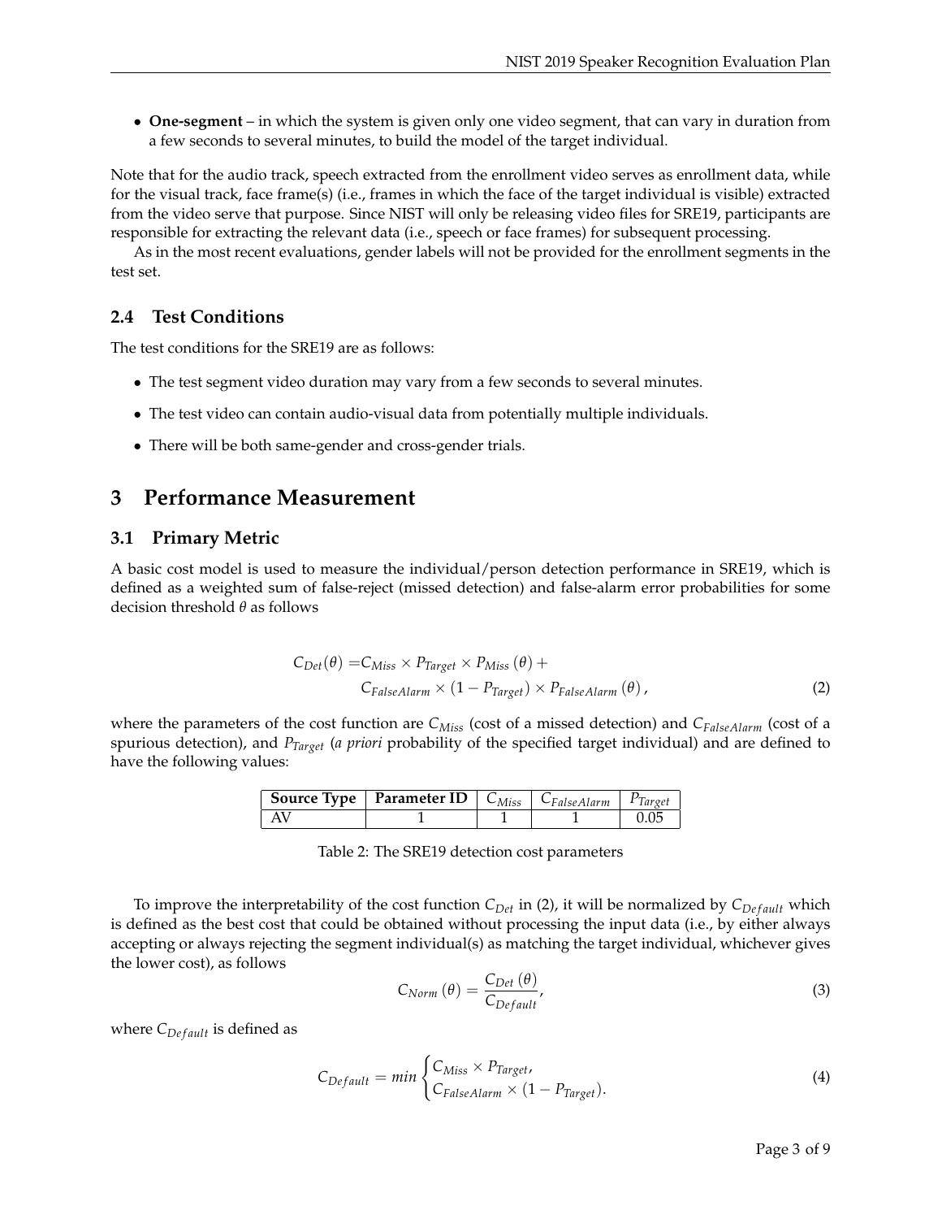- **One-segment** – in which the system is given only one video segment, that can vary in duration from a few seconds to several minutes, to build the model of the target individual.

Note that for the audio track, speech extracted from the enrollment video serves as enrollment data, while for the visual track, face frame(s) (i.e., frames in which the face of the target individual is visible) extracted from the video serve that purpose. Since NIST will only be releasing video files for SRE19, participants are responsible for extracting the relevant data (i.e., speech or face frames) for subsequent processing.

As in the most recent evaluations, gender labels will not be provided for the enrollment segments in the test set.

### 2.4 Test Conditions

The test conditions for the SRE19 are as follows:

- The test segment video duration may vary from a few seconds to several minutes.
- The test video can contain audio-visual data from potentially multiple individuals.
- There will be both same-gender and cross-gender trials.

## 3 Performance Measurement

### 3.1 Primary Metric

A basic cost model is used to measure the individual/person detection performance in SRE19, which is defined as a weighted sum of false-reject (missed detection) and false-alarm error probabilities for some decision threshold $\theta$ as follows

$$
\begin{aligned}
C_{Det}(\theta) = & C_{Miss} \times P_{Target} \times P_{Miss}(\theta) + \\
& C_{FalseAlarm} \times (1 - P_{Target}) \times P_{FalseAlarm}(\theta),
\end{aligned}
\tag{2}
$$

where the parameters of the cost function are $C_{Miss}$ (cost of a missed detection) and $C_{FalseAlarm}$ (cost of a spurious detection), and $P_{Target}$ (*a priori* probability of the specified target individual) and are defined to have the following values:

| Source Type | Parameter ID | $C_{Miss}$ | $C_{FalseAlarm}$ | $P_{Target}$ |
|---|---|---|---|---|
| AV | 1 | 1 | 1 | 0.05 |

Table 2: The SRE19 detection cost parameters

To improve the interpretability of the cost function $C_{Det}$ in (2), it will be normalized by $C_{Default}$ which is defined as the best cost that could be obtained without processing the input data (i.e., by either always accepting or always rejecting the segment individual(s) as matching the target individual, whichever gives the lower cost), as follows

$$
C_{Norm}(\theta) = \frac{C_{Det}(\theta)}{C_{Default}},
\tag{3}
$$

where $C_{Default}$ is defined as

$$
C_{Default} = min \begin{cases} C_{Miss} \times P_{Target}, \\ C_{FalseAlarm} \times (1 - P_{Target}). \end{cases}
\tag{4}
$$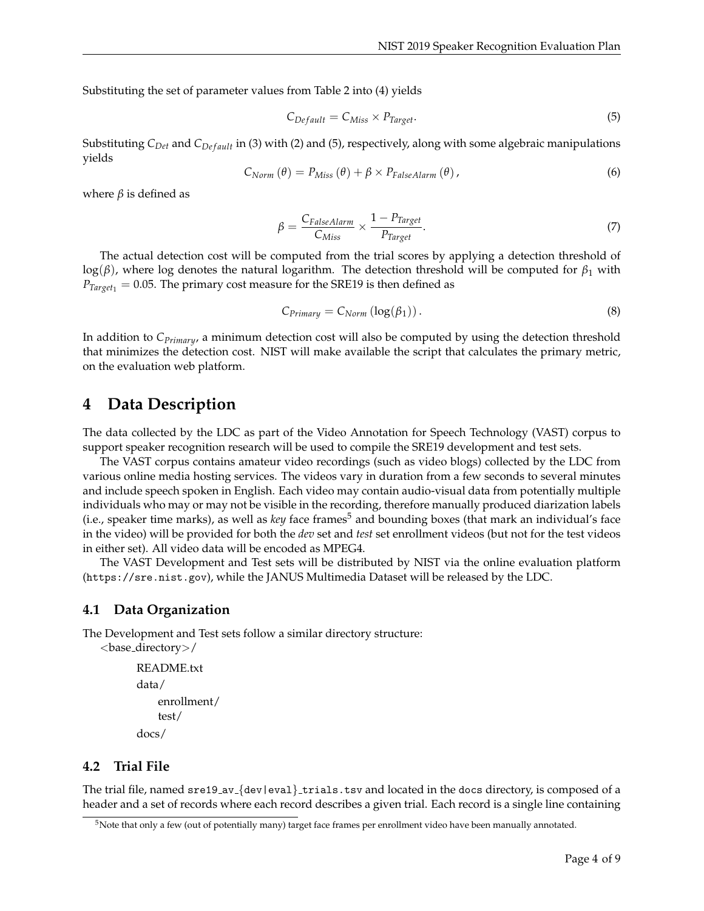Substituting the set of parameter values from Table 2 into (4) yields

$$C_{Default} = C_{Miss} \times P_{Target}. \tag{5}$$

Substituting $C_{Det}$ and $C_{Default}$ in (3) with (2) and (5), respectively, along with some algebraic manipulations yields

$$C_{Norm}(\theta) = P_{Miss}(\theta) + \beta \times P_{FalseAlarm}(\theta), \tag{6}$$

where $\beta$ is defined as

$$\beta = \frac{C_{FalseAlarm}}{C_{Miss}} \times \frac{1 - P_{Target}}{P_{Target}}. \tag{7}$$

The actual detection cost will be computed from the trial scores by applying a detection threshold of $\log(\beta)$, where log denotes the natural logarithm. The detection threshold will be computed for $\beta_1$ with $P_{Target_1} = 0.05$. The primary cost measure for the SRE19 is then defined as

$$C_{Primary} = C_{Norm}(\log(\beta_1)). \tag{8}$$

In addition to $C_{Primary}$, a minimum detection cost will also be computed by using the detection threshold that minimizes the detection cost. NIST will make available the script that calculates the primary metric, on the evaluation web platform.

# 4 Data Description

The data collected by the LDC as part of the Video Annotation for Speech Technology (VAST) corpus to support speaker recognition research will be used to compile the SRE19 development and test sets.

The VAST corpus contains amateur video recordings (such as video blogs) collected by the LDC from various online media hosting services. The videos vary in duration from a few seconds to several minutes and include speech spoken in English. Each video may contain audio-visual data from potentially multiple individuals who may or may not be visible in the recording, therefore manually produced diarization labels (i.e., speaker time marks), as well as *key* face frames[5] and bounding boxes (that mark an individual's face in the video) will be provided for both the *dev* set and *test* set enrollment videos (but not for the test videos in either set). All video data will be encoded as MPEG4.

The VAST Development and Test sets will be distributed by NIST via the online evaluation platform (`https://sre.nist.gov`), while the JANUS Multimedia Dataset will be released by the LDC.

## 4.1 Data Organization

The Development and Test sets follow a similar directory structure:

```
<base_directory>/
    README.txt
    data/
        enrollment/
        test/
    docs/
```

## 4.2 Trial File

The trial file, named `sre19_av_{dev|eval}_trials.tsv` and located in the `docs` directory, is composed of a header and a set of records where each record describes a given trial. Each record is a single line containing

[5] Note that only a few (out of potentially many) target face frames per enrollment video have been manually annotated.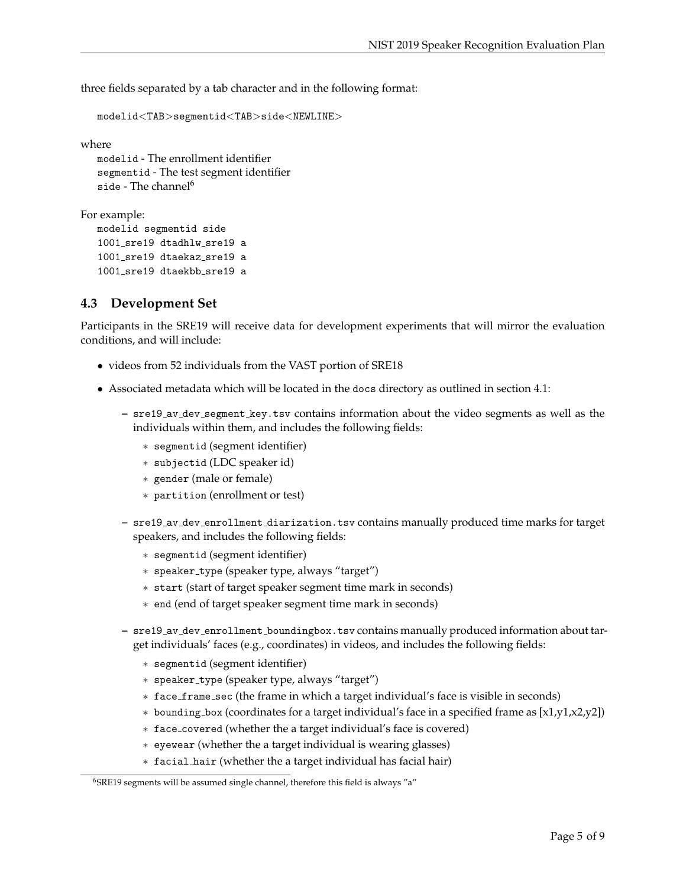three fields separated by a tab character and in the following format:

```
modelid<TAB>segmentid<TAB>side<NEWLINE>
```

where
`modelid` - The enrollment identifier
`segmentid` - The test segment identifier
`side` - The channel[6]

For example:

```
modelid segmentid side
1001_sre19 dtadhlw_sre19 a
1001_sre19 dtaekaz_sre19 a
1001_sre19 dtaekbb_sre19 a
```

### 4.3 Development Set

Participants in the SRE19 will receive data for development experiments that will mirror the evaluation conditions, and will include:

- videos from 52 individuals from the VAST portion of SRE18
- Associated metadata which will be located in the `docs` directory as outlined in section 4.1:
  - `sre19_av_dev_segment_key.tsv` contains information about the video segments as well as the individuals within them, and includes the following fields:
    - `segmentid` (segment identifier)
    - `subjectid` (LDC speaker id)
    - `gender` (male or female)
    - `partition` (enrollment or test)
  - `sre19_av_dev_enrollment_diarization.tsv` contains manually produced time marks for target speakers, and includes the following fields:
    - `segmentid` (segment identifier)
    - `speaker_type` (speaker type, always "target")
    - `start` (start of target speaker segment time mark in seconds)
    - `end` (end of target speaker segment time mark in seconds)
  - `sre19_av_dev_enrollment_boundingbox.tsv` contains manually produced information about target individuals' faces (e.g., coordinates) in videos, and includes the following fields:
    - `segmentid` (segment identifier)
    - `speaker_type` (speaker type, always "target")
    - `face_frame_sec` (the frame in which a target individual's face is visible in seconds)
    - `bounding_box` (coordinates for a target individual's face in a specified frame as [x1,y1,x2,y2])
    - `face_covered` (whether the a target individual's face is covered)
    - `eyewear` (whether the a target individual is wearing glasses)
    - `facial_hair` (whether the a target individual has facial hair)

[6] SRE19 segments will be assumed single channel, therefore this field is always "a"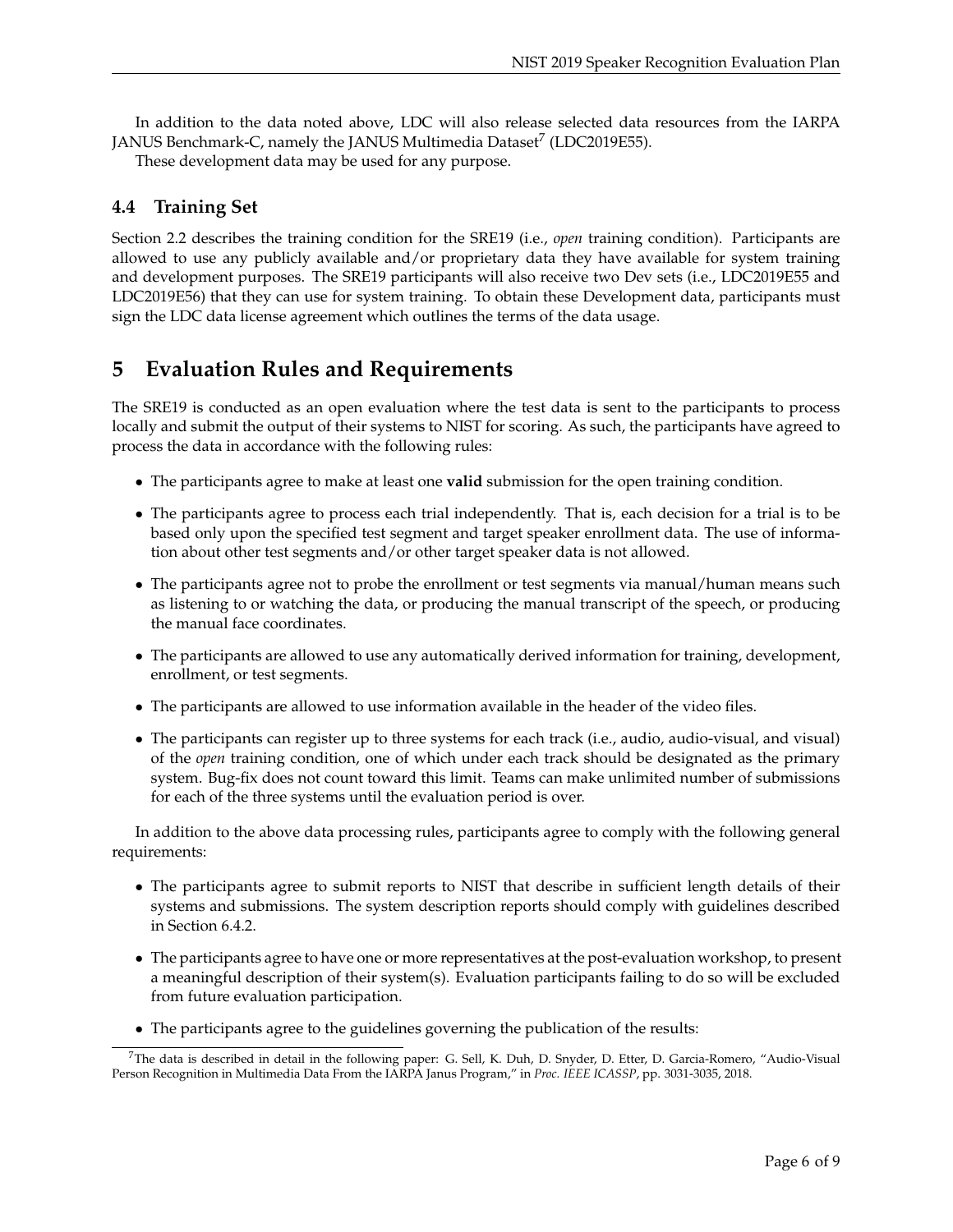In addition to the data noted above, LDC will also release selected data resources from the IARPA JANUS Benchmark-C, namely the JANUS Multimedia Dataset[7] (LDC2019E55).

These development data may be used for any purpose.

### 4.4 Training Set

Section 2.2 describes the training condition for the SRE19 (i.e., *open* training condition). Participants are allowed to use any publicly available and/or proprietary data they have available for system training and development purposes. The SRE19 participants will also receive two Dev sets (i.e., LDC2019E55 and LDC2019E56) that they can use for system training. To obtain these Development data, participants must sign the LDC data license agreement which outlines the terms of the data usage.

## 5 Evaluation Rules and Requirements

The SRE19 is conducted as an open evaluation where the test data is sent to the participants to process locally and submit the output of their systems to NIST for scoring. As such, the participants have agreed to process the data in accordance with the following rules:

- The participants agree to make at least one **valid** submission for the open training condition.
- The participants agree to process each trial independently. That is, each decision for a trial is to be based only upon the specified test segment and target speaker enrollment data. The use of information about other test segments and/or other target speaker data is not allowed.
- The participants agree not to probe the enrollment or test segments via manual/human means such as listening to or watching the data, or producing the manual transcript of the speech, or producing the manual face coordinates.
- The participants are allowed to use any automatically derived information for training, development, enrollment, or test segments.
- The participants are allowed to use information available in the header of the video files.
- The participants can register up to three systems for each track (i.e., audio, audio-visual, and visual) of the *open* training condition, one of which under each track should be designated as the primary system. Bug-fix does not count toward this limit. Teams can make unlimited number of submissions for each of the three systems until the evaluation period is over.

In addition to the above data processing rules, participants agree to comply with the following general requirements:

- The participants agree to submit reports to NIST that describe in sufficient length details of their systems and submissions. The system description reports should comply with guidelines described in Section 6.4.2.
- The participants agree to have one or more representatives at the post-evaluation workshop, to present a meaningful description of their system(s). Evaluation participants failing to do so will be excluded from future evaluation participation.
- The participants agree to the guidelines governing the publication of the results:

[7] The data is described in detail in the following paper: G. Sell, K. Duh, D. Snyder, D. Etter, D. Garcia-Romero, "Audio-Visual Person Recognition in Multimedia Data From the IARPA Janus Program," in *Proc. IEEE ICASSP*, pp. 3031-3035, 2018.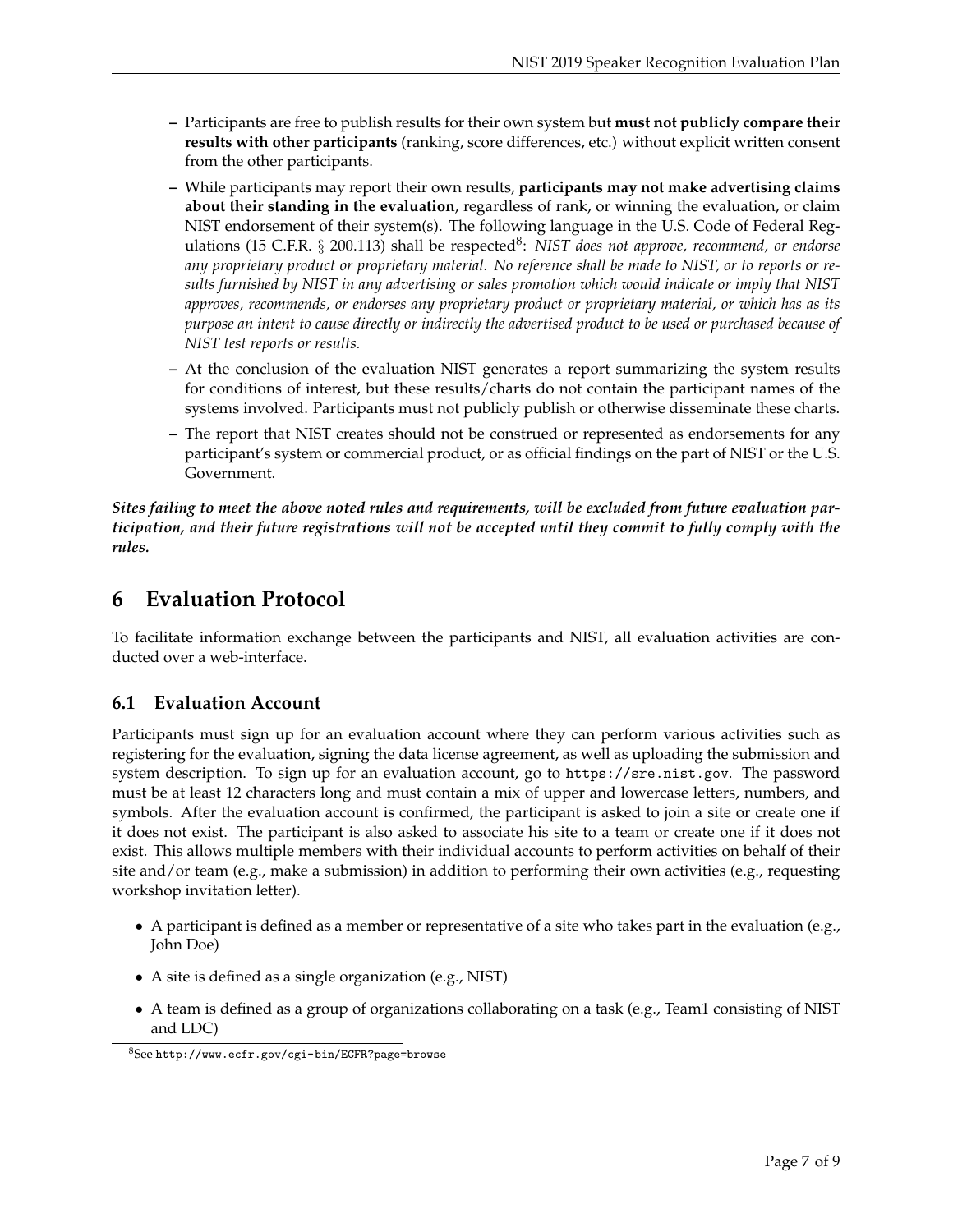- Participants are free to publish results for their own system but **must not publicly compare their results with other participants** (ranking, score differences, etc.) without explicit written consent from the other participants.
- While participants may report their own results, **participants may not make advertising claims about their standing in the evaluation**, regardless of rank, or winning the evaluation, or claim NIST endorsement of their system(s). The following language in the U.S. Code of Federal Regulations (15 C.F.R. § 200.113) shall be respected[8]: *NIST does not approve, recommend, or endorse any proprietary product or proprietary material. No reference shall be made to NIST, or to reports or results furnished by NIST in any advertising or sales promotion which would indicate or imply that NIST approves, recommends, or endorses any proprietary product or proprietary material, or which has as its purpose an intent to cause directly or indirectly the advertised product to be used or purchased because of NIST test reports or results.*
- At the conclusion of the evaluation NIST generates a report summarizing the system results for conditions of interest, but these results/charts do not contain the participant names of the systems involved. Participants must not publicly publish or otherwise disseminate these charts.
- The report that NIST creates should not be construed or represented as endorsements for any participant's system or commercial product, or as official findings on the part of NIST or the U.S. Government.

***Sites failing to meet the above noted rules and requirements, will be excluded from future evaluation participation, and their future registrations will not be accepted until they commit to fully comply with the rules.***

# 6 Evaluation Protocol

To facilitate information exchange between the participants and NIST, all evaluation activities are conducted over a web-interface.

## 6.1 Evaluation Account

Participants must sign up for an evaluation account where they can perform various activities such as registering for the evaluation, signing the data license agreement, as well as uploading the submission and system description. To sign up for an evaluation account, go to `https://sre.nist.gov`. The password must be at least 12 characters long and must contain a mix of upper and lowercase letters, numbers, and symbols. After the evaluation account is confirmed, the participant is asked to join a site or create one if it does not exist. The participant is also asked to associate his site to a team or create one if it does not exist. This allows multiple members with their individual accounts to perform activities on behalf of their site and/or team (e.g., make a submission) in addition to performing their own activities (e.g., requesting workshop invitation letter).

- A participant is defined as a member or representative of a site who takes part in the evaluation (e.g., John Doe)
- A site is defined as a single organization (e.g., NIST)
- A team is defined as a group of organizations collaborating on a task (e.g., Team1 consisting of NIST and LDC)

[8]See `http://www.ecfr.gov/cgi-bin/ECFR?page=browse`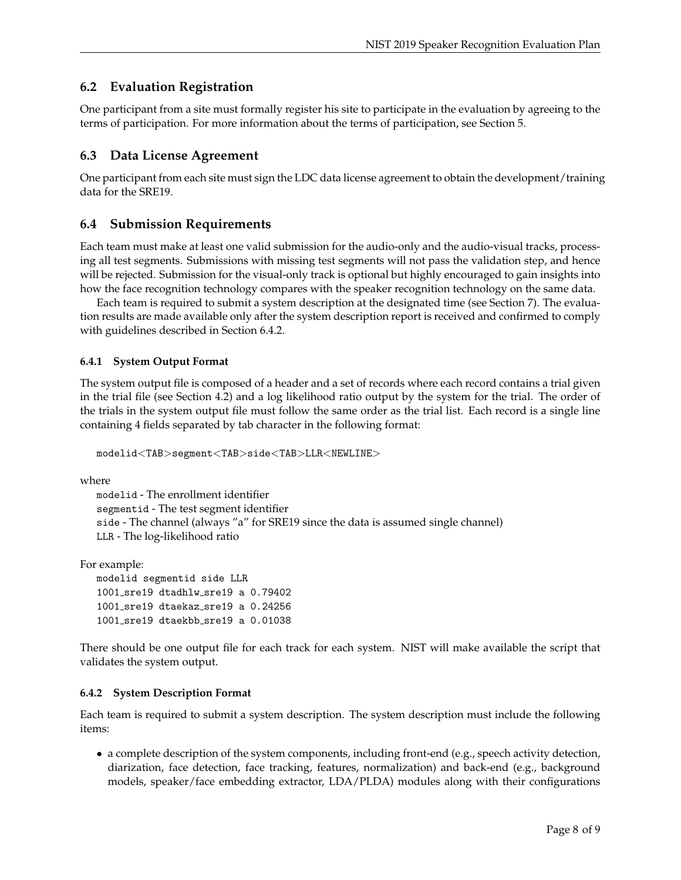## 6.2 Evaluation Registration

One participant from a site must formally register his site to participate in the evaluation by agreeing to the terms of participation. For more information about the terms of participation, see Section 5.

## 6.3 Data License Agreement

One participant from each site must sign the LDC data license agreement to obtain the development/training data for the SRE19.

## 6.4 Submission Requirements

Each team must make at least one valid submission for the audio-only and the audio-visual tracks, processing all test segments. Submissions with missing test segments will not pass the validation step, and hence will be rejected. Submission for the visual-only track is optional but highly encouraged to gain insights into how the face recognition technology compares with the speaker recognition technology on the same data.

Each team is required to submit a system description at the designated time (see Section 7). The evaluation results are made available only after the system description report is received and confirmed to comply with guidelines described in Section 6.4.2.

### 6.4.1 System Output Format

The system output file is composed of a header and a set of records where each record contains a trial given in the trial file (see Section 4.2) and a log likelihood ratio output by the system for the trial. The order of the trials in the system output file must follow the same order as the trial list. Each record is a single line containing 4 fields separated by tab character in the following format:

```
modelid<TAB>segment<TAB>side<TAB>LLR<NEWLINE>
```

where

`modelid` - The enrollment identifier
`segmentid` - The test segment identifier
`side` - The channel (always "a" for SRE19 since the data is assumed single channel)
`LLR` - The log-likelihood ratio

For example:

```
modelid segmentid side LLR
1001_sre19 dtadhlw_sre19 a 0.79402
1001_sre19 dtaekaz_sre19 a 0.24256
1001_sre19 dtaekbb_sre19 a 0.01038
```

There should be one output file for each track for each system. NIST will make available the script that validates the system output.

### 6.4.2 System Description Format

Each team is required to submit a system description. The system description must include the following items:

- a complete description of the system components, including front-end (e.g., speech activity detection, diarization, face detection, face tracking, features, normalization) and back-end (e.g., background models, speaker/face embedding extractor, LDA/PLDA) modules along with their configurations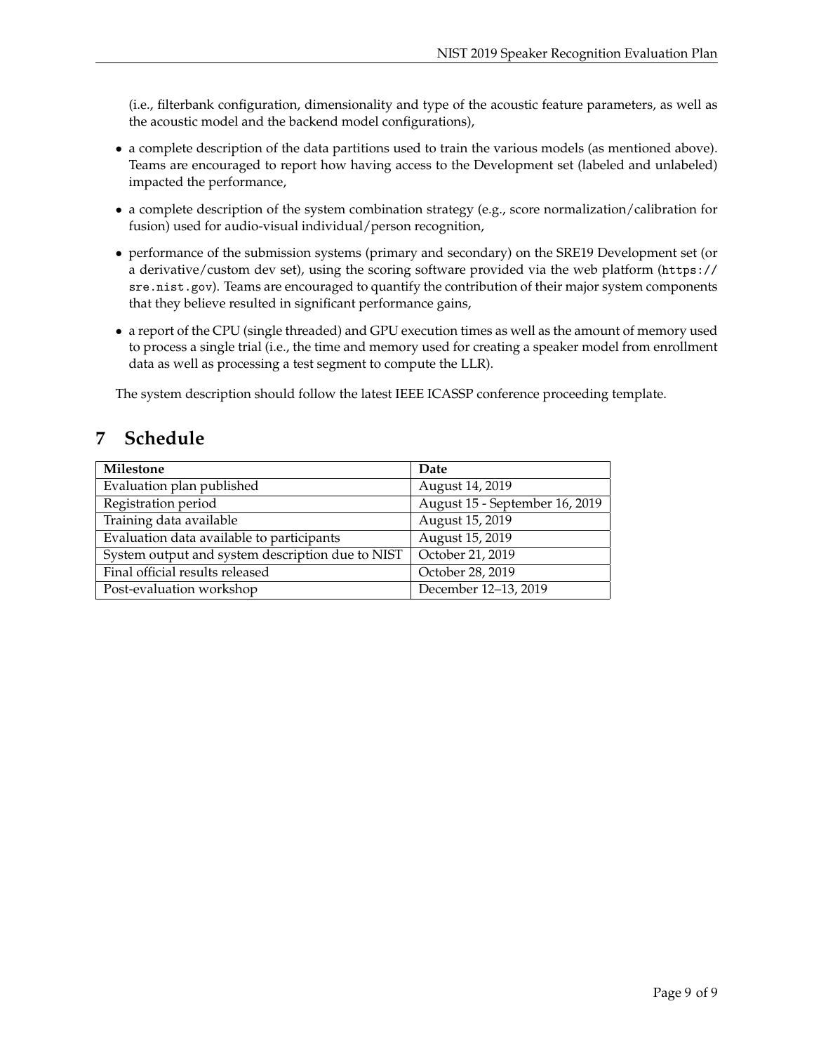(i.e., filterbank configuration, dimensionality and type of the acoustic feature parameters, as well as the acoustic model and the backend model configurations),

- a complete description of the data partitions used to train the various models (as mentioned above). Teams are encouraged to report how having access to the Development set (labeled and unlabeled) impacted the performance,
- a complete description of the system combination strategy (e.g., score normalization/calibration for fusion) used for audio-visual individual/person recognition,
- performance of the submission systems (primary and secondary) on the SRE19 Development set (or a derivative/custom dev set), using the scoring software provided via the web platform (`https://sre.nist.gov`). Teams are encouraged to quantify the contribution of their major system components that they believe resulted in significant performance gains,
- a report of the CPU (single threaded) and GPU execution times as well as the amount of memory used to process a single trial (i.e., the time and memory used for creating a speaker model from enrollment data as well as processing a test segment to compute the LLR).

The system description should follow the latest IEEE ICASSP conference proceeding template.

# 7 Schedule

| Milestone | Date |
|---|---|
| Evaluation plan published | August 14, 2019 |
| Registration period | August 15 - September 16, 2019 |
| Training data available | August 15, 2019 |
| Evaluation data available to participants | August 15, 2019 |
| System output and system description due to NIST | October 21, 2019 |
| Final official results released | October 28, 2019 |
| Post-evaluation workshop | December 12–13, 2019 |